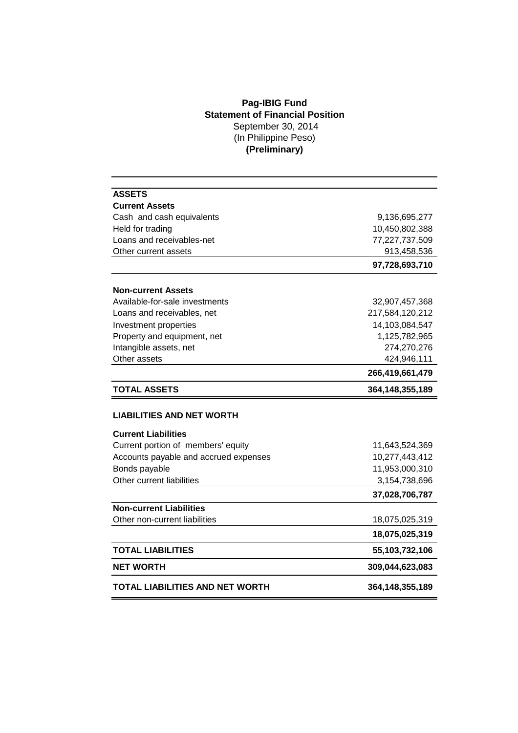**Pag-IBIG Fund**
**Statement of Financial Position**
September 30, 2014
(In Philippine Peso)
**(Preliminary)**

| | |
|---|---:|
| **ASSETS** | |
| **Current Assets** | |
| Cash and cash equivalents | 9,136,695,277 |
| Held for trading | 10,450,802,388 |
| Loans and receivables-net | 77,227,737,509 |
| Other current assets | 913,458,536 |
| | **97,728,693,710** |
| **Non-current Assets** | |
| Available-for-sale investments | 32,907,457,368 |
| Loans and receivables, net | 217,584,120,212 |
| Investment properties | 14,103,084,547 |
| Property and equipment, net | 1,125,782,965 |
| Intangible assets, net | 274,270,276 |
| Other assets | 424,946,111 |
| | **266,419,661,479** |
| **TOTAL ASSETS** | **364,148,355,189** |
| **LIABILITIES AND NET WORTH** | |
| **Current Liabilities** | |
| Current portion of members' equity | 11,643,524,369 |
| Accounts payable and accrued expenses | 10,277,443,412 |
| Bonds payable | 11,953,000,310 |
| Other current liabilities | 3,154,738,696 |
| | **37,028,706,787** |
| **Non-current Liabilities** | |
| Other non-current liabilities | 18,075,025,319 |
| | **18,075,025,319** |
| **TOTAL LIABILITIES** | **55,103,732,106** |
| **NET WORTH** | **309,044,623,083** |
| **TOTAL LIABILITIES AND NET WORTH** | **364,148,355,189** |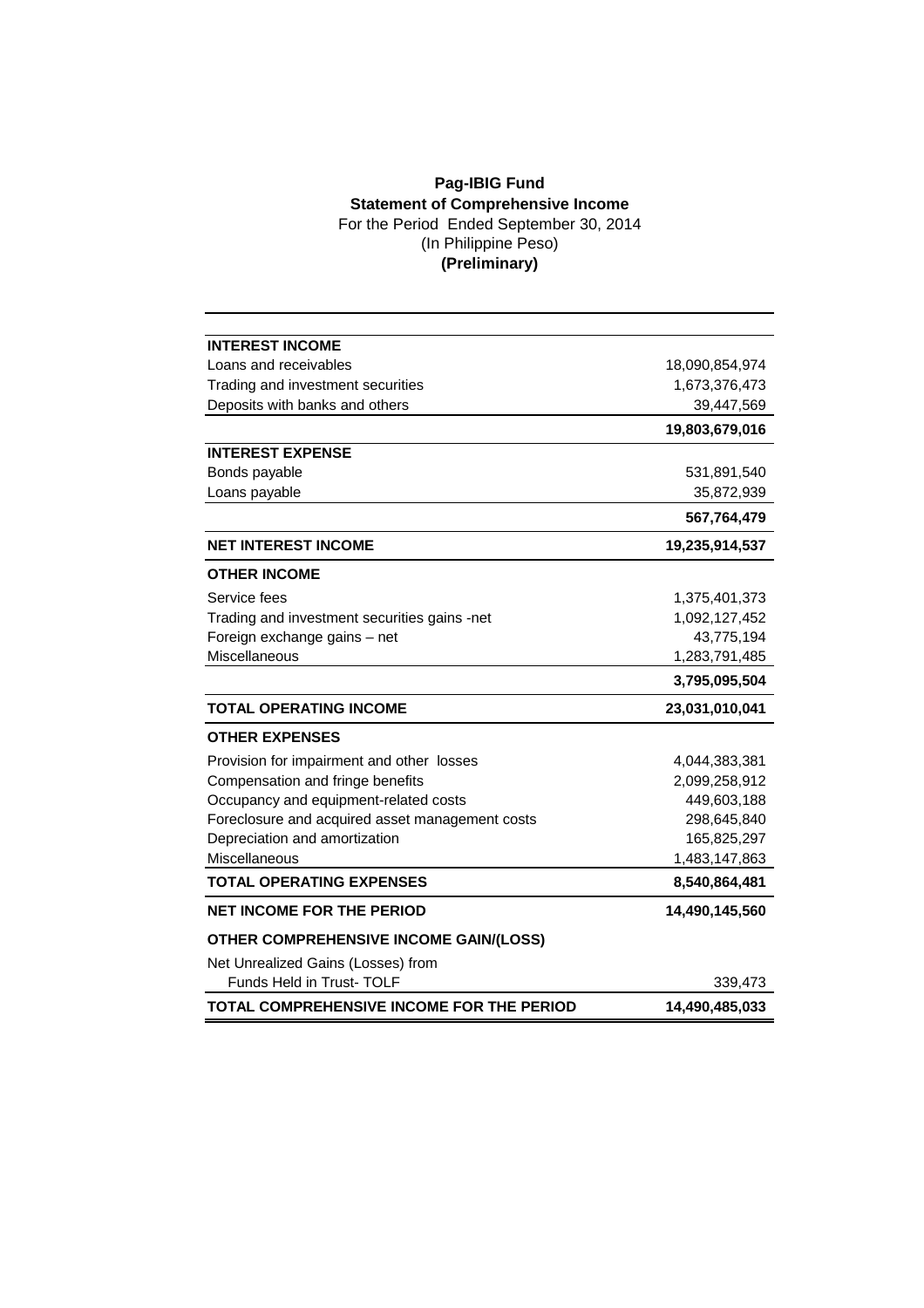**Pag-IBIG Fund**

**Statement of Comprehensive Income**

For the Period Ended September 30, 2014

(In Philippine Peso)

**(Preliminary)**

| | |
|---|---:|
| **INTEREST INCOME** | |
| Loans and receivables | 18,090,854,974 |
| Trading and investment securities | 1,673,376,473 |
| Deposits with banks and others | 39,447,569 |
| | **19,803,679,016** |
| **INTEREST EXPENSE** | |
| Bonds payable | 531,891,540 |
| Loans payable | 35,872,939 |
| | **567,764,479** |
| **NET INTEREST INCOME** | **19,235,914,537** |
| **OTHER INCOME** | |
| Service fees | 1,375,401,373 |
| Trading and investment securities gains -net | 1,092,127,452 |
| Foreign exchange gains – net | 43,775,194 |
| Miscellaneous | 1,283,791,485 |
| | **3,795,095,504** |
| **TOTAL OPERATING INCOME** | **23,031,010,041** |
| **OTHER EXPENSES** | |
| Provision for impairment and other losses | 4,044,383,381 |
| Compensation and fringe benefits | 2,099,258,912 |
| Occupancy and equipment-related costs | 449,603,188 |
| Foreclosure and acquired asset management costs | 298,645,840 |
| Depreciation and amortization | 165,825,297 |
| Miscellaneous | 1,483,147,863 |
| **TOTAL OPERATING EXPENSES** | **8,540,864,481** |
| **NET INCOME FOR THE PERIOD** | **14,490,145,560** |
| **OTHER COMPREHENSIVE INCOME GAIN/(LOSS)** | |
| Net Unrealized Gains (Losses) from Funds Held in Trust- TOLF | 339,473 |
| **TOTAL COMPREHENSIVE INCOME FOR THE PERIOD** | **14,490,485,033** |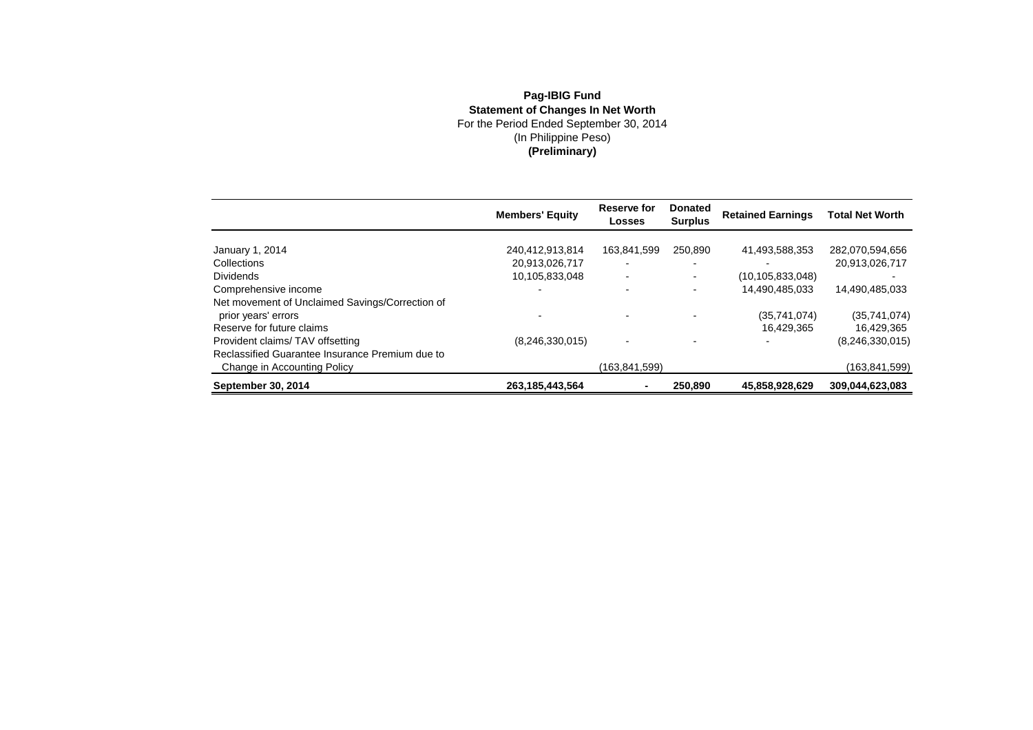**Pag-IBIG Fund**

**Statement of Changes In Net Worth**

For the Period Ended September 30, 2014

(In Philippine Peso)

**(Preliminary)**

| | **Members' Equity** | **Reserve for Losses** | **Donated Surplus** | **Retained Earnings** | **Total Net Worth** |
|---|---|---|---|---|---|
| January 1, 2014 | 240,412,913,814 | 163,841,599 | 250,890 | 41,493,588,353 | 282,070,594,656 |
| Collections | 20,913,026,717 | - | - | - | 20,913,026,717 |
| Dividends | 10,105,833,048 | - | - | (10,105,833,048) | - |
| Comprehensive income | - | - | - | 14,490,485,033 | 14,490,485,033 |
| Net movement of Unclaimed Savings/Correction of prior years' errors | - | - | - | (35,741,074) | (35,741,074) |
| Reserve for future claims | | | | 16,429,365 | 16,429,365 |
| Provident claims/ TAV offsetting | (8,246,330,015) | - | - | - | (8,246,330,015) |
| Reclassified Guarantee Insurance Premium due to Change in Accounting Policy | | (163,841,599) | | | (163,841,599) |
| **September 30, 2014** | **263,185,443,564** | **-** | **250,890** | **45,858,928,629** | **309,044,623,083** |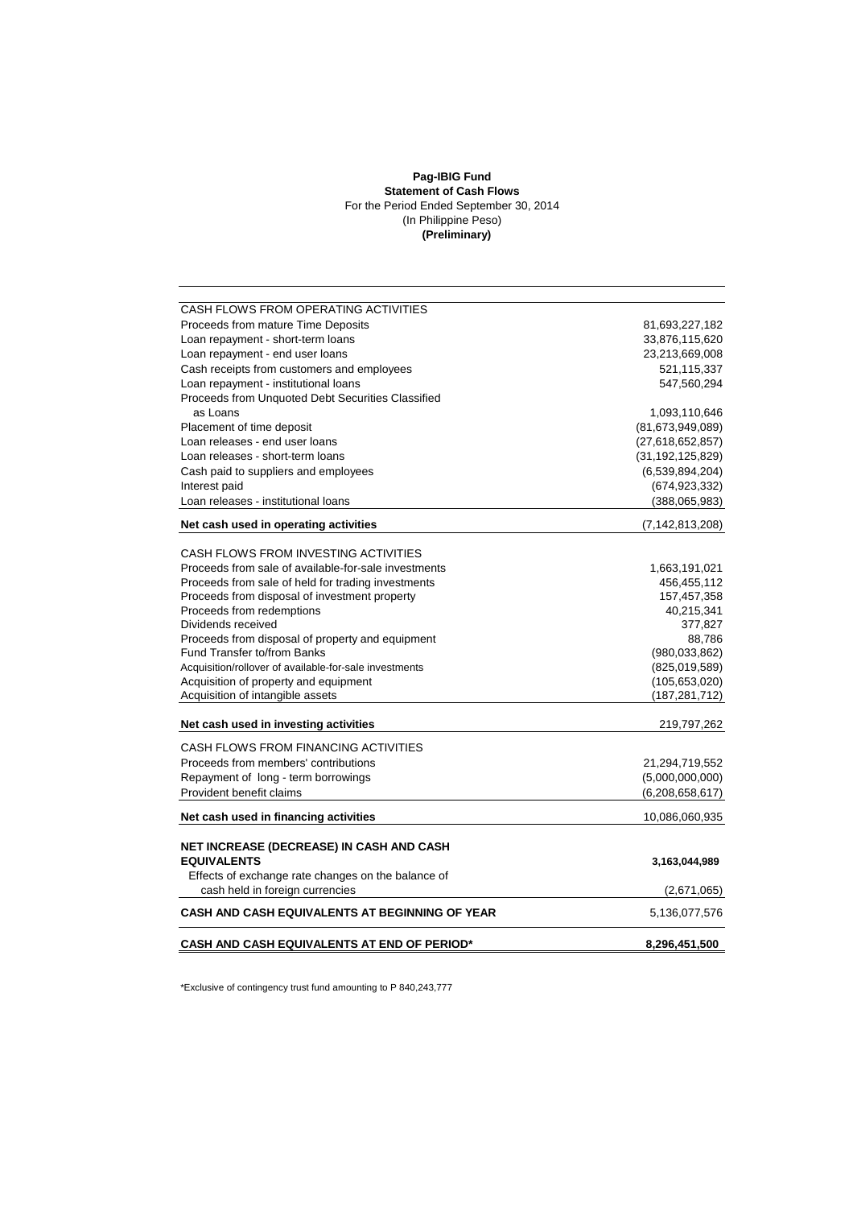**Pag-IBIG Fund**
**Statement of Cash Flows**
For the Period Ended September 30, 2014
(In Philippine Peso)
**(Preliminary)**

| | |
|---|---|
| CASH FLOWS FROM OPERATING ACTIVITIES | |
| Proceeds from mature Time Deposits | 81,693,227,182 |
| Loan repayment - short-term loans | 33,876,115,620 |
| Loan repayment - end user loans | 23,213,669,008 |
| Cash receipts from customers and employees | 521,115,337 |
| Loan repayment - institutional loans | 547,560,294 |
| Proceeds from Unquoted Debt Securities Classified as Loans | 1,093,110,646 |
| Placement of time deposit | (81,673,949,089) |
| Loan releases - end user loans | (27,618,652,857) |
| Loan releases - short-term loans | (31,192,125,829) |
| Cash paid to suppliers and employees | (6,539,894,204) |
| Interest paid | (674,923,332) |
| Loan releases - institutional loans | (388,065,983) |
| **Net cash used in operating activities** | (7,142,813,208) |
| CASH FLOWS FROM INVESTING ACTIVITIES | |
| Proceeds from sale of available-for-sale investments | 1,663,191,021 |
| Proceeds from sale of held for trading investments | 456,455,112 |
| Proceeds from disposal of investment property | 157,457,358 |
| Proceeds from redemptions | 40,215,341 |
| Dividends received | 377,827 |
| Proceeds from disposal of property and equipment | 88,786 |
| Fund Transfer to/from Banks | (980,033,862) |
| Acquisition/rollover of available-for-sale investments | (825,019,589) |
| Acquisition of property and equipment | (105,653,020) |
| Acquisition of intangible assets | (187,281,712) |
| **Net cash used in investing activities** | 219,797,262 |
| CASH FLOWS FROM FINANCING ACTIVITIES | |
| Proceeds from members' contributions | 21,294,719,552 |
| Repayment of long - term borrowings | (5,000,000,000) |
| Provident benefit claims | (6,208,658,617) |
| **Net cash used in financing activities** | 10,086,060,935 |
| **NET INCREASE (DECREASE) IN CASH AND CASH EQUIVALENTS** | **3,163,044,989** |
| Effects of exchange rate changes on the balance of cash held in foreign currencies | (2,671,065) |
| **CASH AND CASH EQUIVALENTS AT BEGINNING OF YEAR** | 5,136,077,576 |
| **CASH AND CASH EQUIVALENTS AT END OF PERIOD*** | **8,296,451,500** |

*Exclusive of contingency trust fund amounting to P 840,243,777